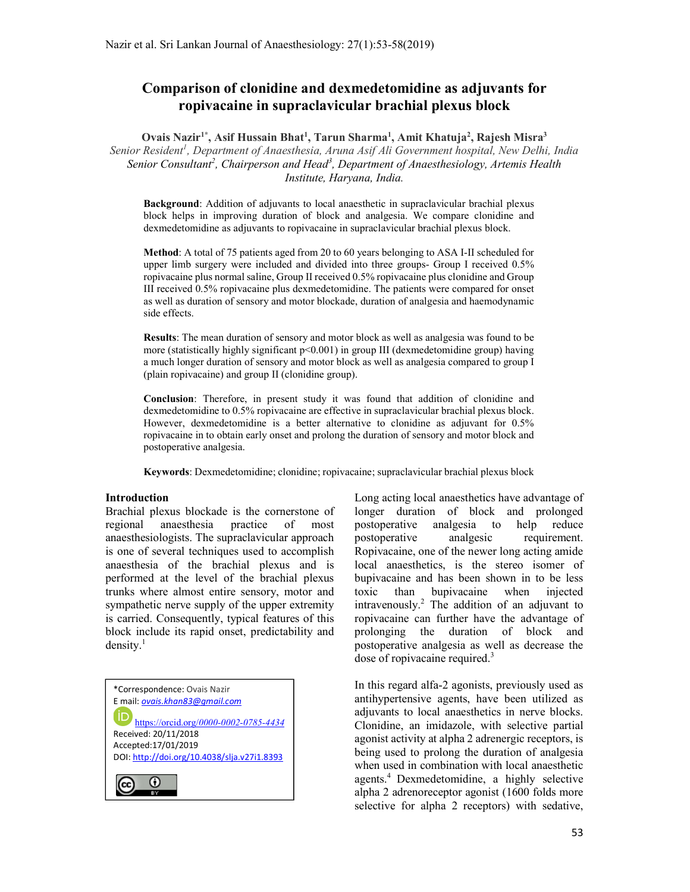# Comparison of clonidine and dexmedetomidine as adjuvants for ropivacaine in supraclavicular brachial plexus block

**Ovais Nazir[1*], Asif Hussain Bhat[1], Tarun Sharma[1], Amit Khatuja[2], Rajesh Misra[3]**

*Senior Resident[1], Department of Anaesthesia, Aruna Asif Ali Government hospital, New Delhi, India*
*Senior Consultant[2], Chairperson and Head[3], Department of Anaesthesiology, Artemis Health Institute, Haryana, India.*

**Background**: Addition of adjuvants to local anaesthetic in supraclavicular brachial plexus block helps in improving duration of block and analgesia. We compare clonidine and dexmedetomidine as adjuvants to ropivacaine in supraclavicular brachial plexus block.

**Method**: A total of 75 patients aged from 20 to 60 years belonging to ASA I-II scheduled for upper limb surgery were included and divided into three groups- Group I received 0.5% ropivacaine plus normal saline, Group II received 0.5% ropivacaine plus clonidine and Group III received 0.5% ropivacaine plus dexmedetomidine. The patients were compared for onset as well as duration of sensory and motor blockade, duration of analgesia and haemodynamic side effects.

**Results**: The mean duration of sensory and motor block as well as analgesia was found to be more (statistically highly significant $p<0.001$) in group III (dexmedetomidine group) having a much longer duration of sensory and motor block as well as analgesia compared to group I (plain ropivacaine) and group II (clonidine group).

**Conclusion**: Therefore, in present study it was found that addition of clonidine and dexmedetomidine to 0.5% ropivacaine are effective in supraclavicular brachial plexus block. However, dexmedetomidine is a better alternative to clonidine as adjuvant for 0.5% ropivacaine in to obtain early onset and prolong the duration of sensory and motor block and postoperative analgesia.

**Keywords**: Dexmedetomidine; clonidine; ropivacaine; supraclavicular brachial plexus block

## Introduction

Brachial plexus blockade is the cornerstone of regional anaesthesia practice of most anaesthesiologists. The supraclavicular approach is one of several techniques used to accomplish anaesthesia of the brachial plexus and is performed at the level of the brachial plexus trunks where almost entire sensory, motor and sympathetic nerve supply of the upper extremity is carried. Consequently, typical features of this block include its rapid onset, predictability and density.[1]

Long acting local anaesthetics have advantage of longer duration of block and prolonged postoperative analgesia to help reduce postoperative analgesic requirement. Ropivacaine, one of the newer long acting amide local anaesthetics, is the stereo isomer of bupivacaine and has been shown in to be less toxic than bupivacaine when injected intravenously.[2] The addition of an adjuvant to ropivacaine can further have the advantage of prolonging the duration of block and postoperative analgesia as well as decrease the dose of ropivacaine required.[3]

In this regard alfa-2 agonists, previously used as antihypertensive agents, have been utilized as adjuvants to local anaesthetics in nerve blocks. Clonidine, an imidazole, with selective partial agonist activity at alpha 2 adrenergic receptors, is being used to prolong the duration of analgesia when used in combination with local anaesthetic agents.[4] Dexmedetomidine, a highly selective alpha 2 adrenoreceptor agonist (1600 folds more selective for alpha 2 receptors) with sedative,

*Correspondence: Ovais Nazir
E mail: ovais.khan83@gmail.com
https://orcid.org/0000-0002-0785-4434
Received: 20/11/2018
Accepted:17/01/2019
DOI: http://doi.org/10.4038/slja.v27i1.8393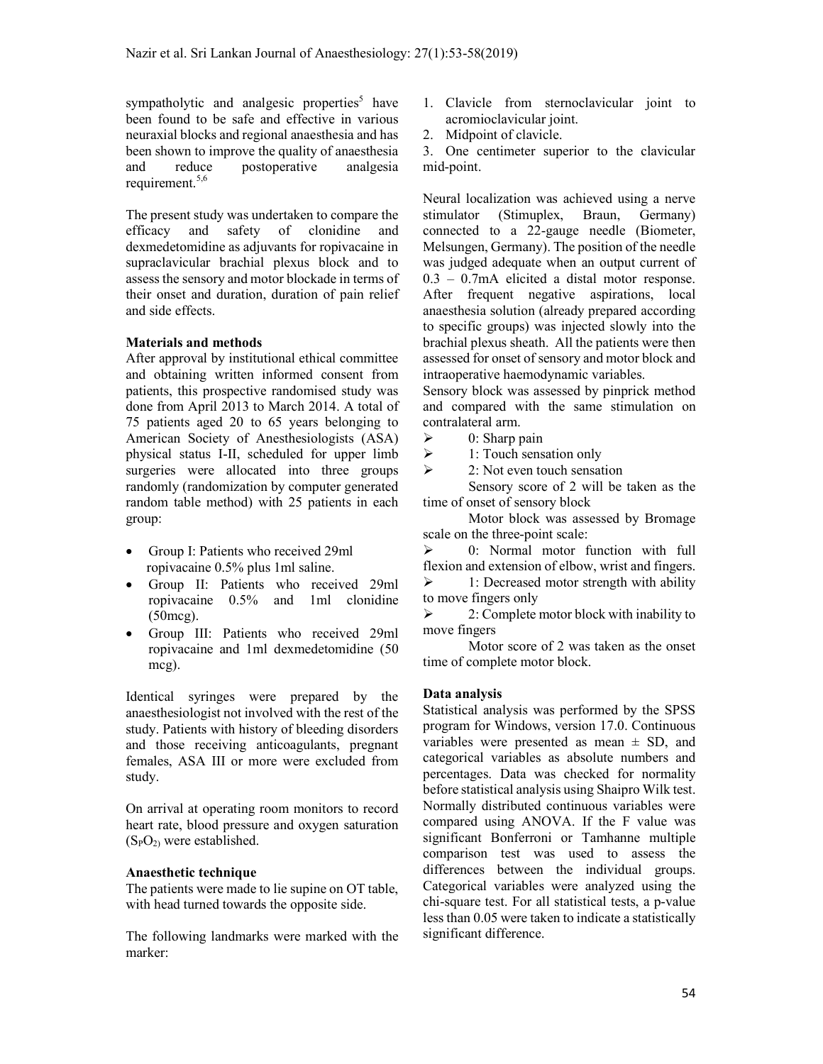sympatholytic and analgesic properties[5] have been found to be safe and effective in various neuraxial blocks and regional anaesthesia and has been shown to improve the quality of anaesthesia and reduce postoperative analgesia requirement.[5,6]

The present study was undertaken to compare the efficacy and safety of clonidine and dexmedetomidine as adjuvants for ropivacaine in supraclavicular brachial plexus block and to assess the sensory and motor blockade in terms of their onset and duration, duration of pain relief and side effects.

**Materials and methods**

After approval by institutional ethical committee and obtaining written informed consent from patients, this prospective randomised study was done from April 2013 to March 2014. A total of 75 patients aged 20 to 65 years belonging to American Society of Anesthesiologists (ASA) physical status I-II, scheduled for upper limb surgeries were allocated into three groups randomly (randomization by computer generated random table method) with 25 patients in each group:

- Group I: Patients who received 29ml ropivacaine 0.5% plus 1ml saline.
- Group II: Patients who received 29ml ropivacaine 0.5% and 1ml clonidine (50mcg).
- Group III: Patients who received 29ml ropivacaine and 1ml dexmedetomidine (50 mcg).

Identical syringes were prepared by the anaesthesiologist not involved with the rest of the study. Patients with history of bleeding disorders and those receiving anticoagulants, pregnant females, ASA III or more were excluded from study.

On arrival at operating room monitors to record heart rate, blood pressure and oxygen saturation ($S_PO_2$) were established.

**Anaesthetic technique**

The patients were made to lie supine on OT table, with head turned towards the opposite side.

The following landmarks were marked with the marker:

1. Clavicle from sternoclavicular joint to acromioclavicular joint.
2. Midpoint of clavicle.
3. One centimeter superior to the clavicular mid-point.

Neural localization was achieved using a nerve stimulator (Stimuplex, Braun, Germany) connected to a 22-gauge needle (Biometer, Melsungen, Germany). The position of the needle was judged adequate when an output current of 0.3 – 0.7mA elicited a distal motor response. After frequent negative aspirations, local anaesthesia solution (already prepared according to specific groups) was injected slowly into the brachial plexus sheath. All the patients were then assessed for onset of sensory and motor block and intraoperative haemodynamic variables.

Sensory block was assessed by pinprick method and compared with the same stimulation on contralateral arm.

- 0: Sharp pain
- 1: Touch sensation only
- 2: Not even touch sensation

Sensory score of 2 will be taken as the time of onset of sensory block

Motor block was assessed by Bromage scale on the three-point scale:

- 0: Normal motor function with full flexion and extension of elbow, wrist and fingers.
- 1: Decreased motor strength with ability to move fingers only
- 2: Complete motor block with inability to move fingers

Motor score of 2 was taken as the onset time of complete motor block.

**Data analysis**

Statistical analysis was performed by the SPSS program for Windows, version 17.0. Continuous variables were presented as mean ± SD, and categorical variables as absolute numbers and percentages. Data was checked for normality before statistical analysis using Shaipro Wilk test. Normally distributed continuous variables were compared using ANOVA. If the F value was significant Bonferroni or Tamhanne multiple comparison test was used to assess the differences between the individual groups. Categorical variables were analyzed using the chi-square test. For all statistical tests, a p-value less than 0.05 were taken to indicate a statistically significant difference.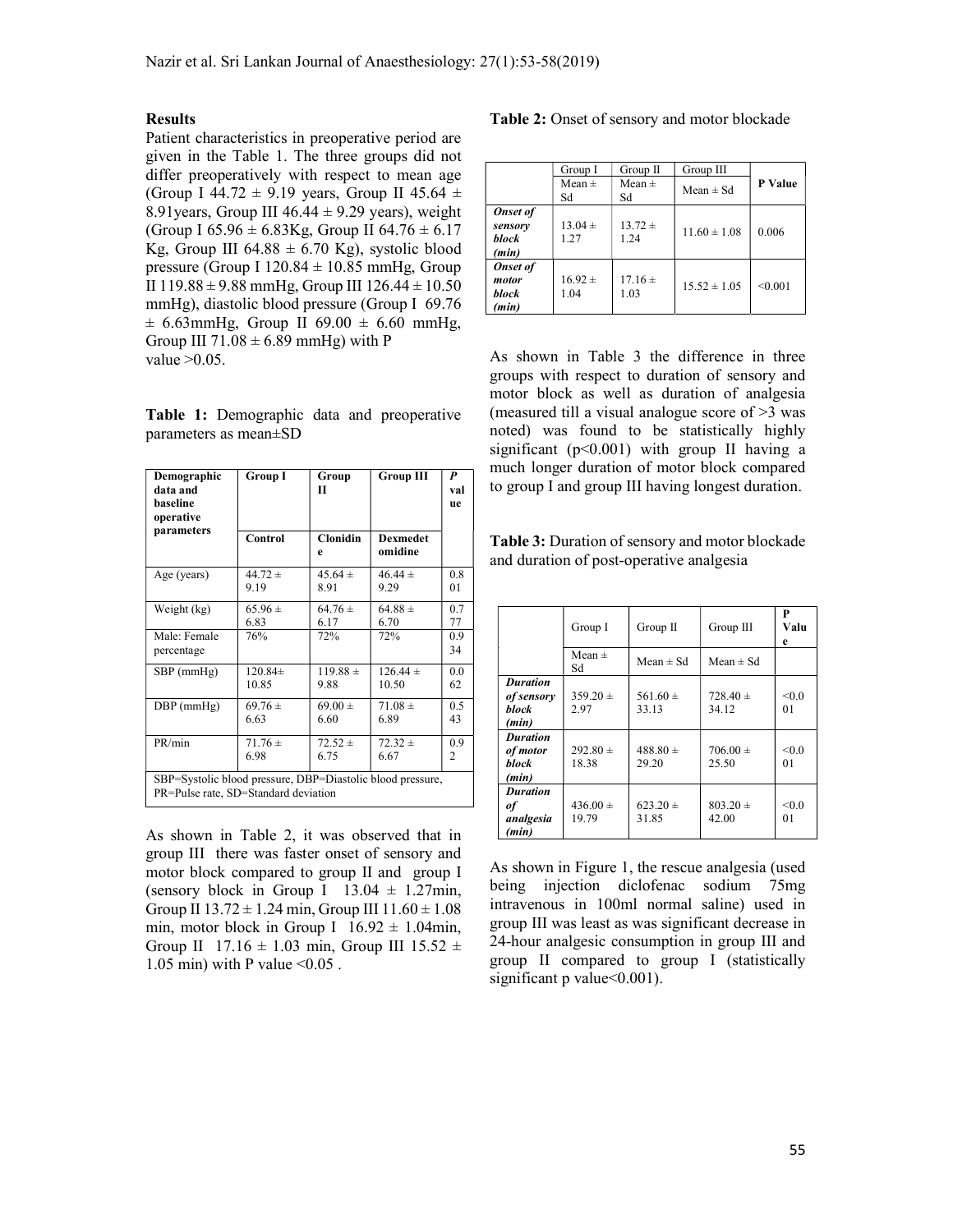## Results

Patient characteristics in preoperative period are given in the Table 1. The three groups did not differ preoperatively with respect to mean age (Group I 44.72 ± 9.19 years, Group II 45.64 ± 8.91years, Group III 46.44 ± 9.29 years), weight (Group I 65.96 ± 6.83Kg, Group II 64.76 ± 6.17 Kg, Group III 64.88 ± 6.70 Kg), systolic blood pressure (Group I 120.84 ± 10.85 mmHg, Group II 119.88 ± 9.88 mmHg, Group III 126.44 ± 10.50 mmHg), diastolic blood pressure (Group I 69.76 ± 6.63mmHg, Group II 69.00 ± 6.60 mmHg, Group III 71.08 ± 6.89 mmHg) with P value >0.05.

**Table 1:** Demographic data and preoperative parameters as mean±SD

| Demographic data and baseline operative parameters | Group I | Group II | Group III | *P* value |
|---|---|---|---|---|
| | Control | Clonidine | Dexmedetomidine | |
| Age (years) | 44.72 ± 9.19 | 45.64 ± 8.91 | 46.44 ± 9.29 | 0.801 |
| Weight (kg) | 65.96 ± 6.83 | 64.76 ± 6.17 | 64.88 ± 6.70 | 0.777 |
| Male: Female percentage | 76% | 72% | 72% | 0.934 |
| SBP (mmHg) | 120.84± 10.85 | 119.88 ± 9.88 | 126.44 ± 10.50 | 0.062 |
| DBP (mmHg) | 69.76 ± 6.63 | 69.00 ± 6.60 | 71.08 ± 6.89 | 0.543 |
| PR/min | 71.76 ± 6.98 | 72.52 ± 6.75 | 72.32 ± 6.67 | 0.92 |

SBP=Systolic blood pressure, DBP=Diastolic blood pressure, PR=Pulse rate, SD=Standard deviation

As shown in Table 2, it was observed that in group III there was faster onset of sensory and motor block compared to group II and group I (sensory block in Group I 13.04 ± 1.27min, Group II 13.72 ± 1.24 min, Group III 11.60 ± 1.08 min, motor block in Group I 16.92 ± 1.04min, Group II 17.16 ± 1.03 min, Group III 15.52 ± 1.05 min) with P value <0.05 .

**Table 2:** Onset of sensory and motor blockade

| | Group I | Group II | Group III | P Value |
|---|---|---|---|---|
| | Mean ± Sd | Mean ± Sd | Mean ± Sd | |
| ***Onset of sensory block (min)*** | 13.04 ± 1.27 | 13.72 ± 1.24 | 11.60 ± 1.08 | 0.006 |
| ***Onset of motor block (min)*** | 16.92 ± 1.04 | 17.16 ± 1.03 | 15.52 ± 1.05 | <0.001 |

As shown in Table 3 the difference in three groups with respect to duration of sensory and motor block as well as duration of analgesia (measured till a visual analogue score of >3 was noted) was found to be statistically highly significant (p<0.001) with group II having a much longer duration of motor block compared to group I and group III having longest duration.

**Table 3:** Duration of sensory and motor blockade and duration of post-operative analgesia

| | Group I | Group II | Group III | P Value |
|---|---|---|---|---|
| | Mean ± Sd | Mean ± Sd | Mean ± Sd | |
| ***Duration of sensory block (min)*** | 359.20 ± 2.97 | 561.60 ± 33.13 | 728.40 ± 34.12 | <0.001 |
| ***Duration of motor block (min)*** | 292.80 ± 18.38 | 488.80 ± 29.20 | 706.00 ± 25.50 | <0.001 |
| ***Duration of analgesia (min)*** | 436.00 ± 19.79 | 623.20 ± 31.85 | 803.20 ± 42.00 | <0.001 |

As shown in Figure 1, the rescue analgesia (used being injection diclofenac sodium 75mg intravenous in 100ml normal saline) used in group III was least as was significant decrease in 24-hour analgesic consumption in group III and group II compared to group I (statistically significant p value<0.001).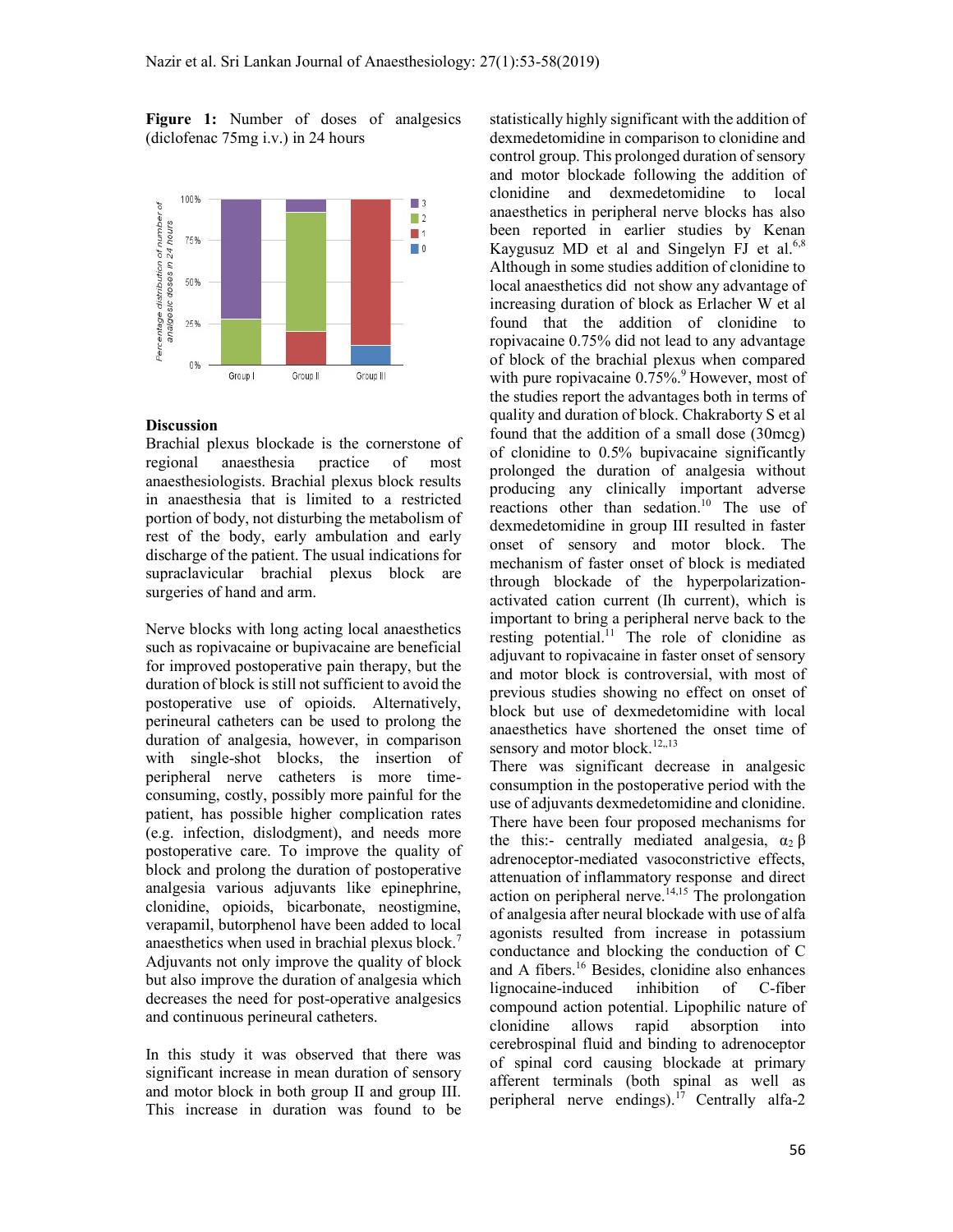**Figure 1:** Number of doses of analgesics (diclofenac 75mg i.v.) in 24 hours

## Discussion

Brachial plexus blockade is the cornerstone of regional anaesthesia practice of most anaesthesiologists. Brachial plexus block results in anaesthesia that is limited to a restricted portion of body, not disturbing the metabolism of rest of the body, early ambulation and early discharge of the patient. The usual indications for supraclavicular brachial plexus block are surgeries of hand and arm.

Nerve blocks with long acting local anaesthetics such as ropivacaine or bupivacaine are beneficial for improved postoperative pain therapy, but the duration of block is still not sufficient to avoid the postoperative use of opioids. Alternatively, perineural catheters can be used to prolong the duration of analgesia, however, in comparison with single-shot blocks, the insertion of peripheral nerve catheters is more time-consuming, costly, possibly more painful for the patient, has possible higher complication rates (e.g. infection, dislodgment), and needs more postoperative care. To improve the quality of block and prolong the duration of postoperative analgesia various adjuvants like epinephrine, clonidine, opioids, bicarbonate, neostigmine, verapamil, butorphenol have been added to local anaesthetics when used in brachial plexus block.[7] Adjuvants not only improve the quality of block but also improve the duration of analgesia which decreases the need for post-operative analgesics and continuous perineural catheters.

In this study it was observed that there was significant increase in mean duration of sensory and motor block in both group II and group III. This increase in duration was found to be statistically highly significant with the addition of dexmedetomidine in comparison to clonidine and control group. This prolonged duration of sensory and motor blockade following the addition of clonidine and dexmedetomidine to local anaesthetics in peripheral nerve blocks has also been reported in earlier studies by Kenan Kaygusuz MD et al and Singelyn FJ et al.[6,8] Although in some studies addition of clonidine to local anaesthetics did not show any advantage of increasing duration of block as Erlacher W et al found that the addition of clonidine to ropivacaine 0.75% did not lead to any advantage of block of the brachial plexus when compared with pure ropivacaine 0.75%.[9] However, most of the studies report the advantages both in terms of quality and duration of block. Chakraborty S et al found that the addition of a small dose (30mcg) of clonidine to 0.5% bupivacaine significantly prolonged the duration of analgesia without producing any clinically important adverse reactions other than sedation.[10] The use of dexmedetomidine in group III resulted in faster onset of sensory and motor block. The mechanism of faster onset of block is mediated through blockade of the hyperpolarization-activated cation current (Ih current), which is important to bring a peripheral nerve back to the resting potential.[11] The role of clonidine as adjuvant to ropivacaine in faster onset of sensory and motor block is controversial, with most of previous studies showing no effect on onset of block but use of dexmedetomidine with local anaesthetics have shortened the onset time of sensory and motor block.[12,,13]

There was significant decrease in analgesic consumption in the postoperative period with the use of adjuvants dexmedetomidine and clonidine. There have been four proposed mechanisms for the this:- centrally mediated analgesia, $\alpha_2$ β adrenoceptor-mediated vasoconstrictive effects, attenuation of inflammatory response and direct action on peripheral nerve.[14,15] The prolongation of analgesia after neural blockade with use of alfa agonists resulted from increase in potassium conductance and blocking the conduction of C and A fibers.[16] Besides, clonidine also enhances lignocaine-induced inhibition of C-fiber compound action potential. Lipophilic nature of clonidine allows rapid absorption into cerebrospinal fluid and binding to adrenoceptor of spinal cord causing blockade at primary afferent terminals (both spinal as well as peripheral nerve endings).[17] Centrally alfa-2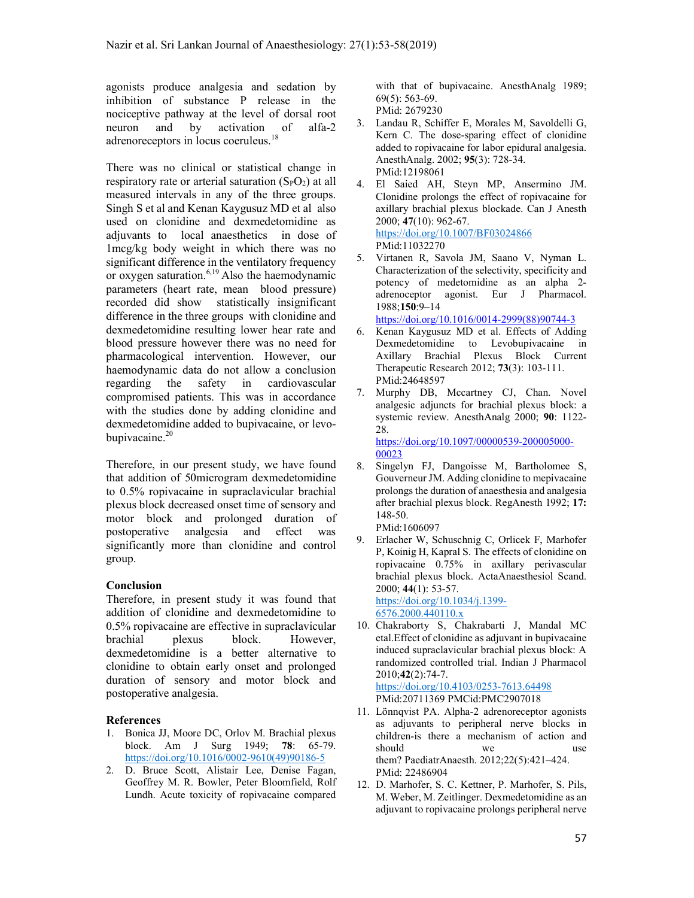agonists produce analgesia and sedation by inhibition of substance P release in the nociceptive pathway at the level of dorsal root neuron and by activation of alfa-2 adrenoreceptors in locus coeruleus.[18]

There was no clinical or statistical change in respiratory rate or arterial saturation ($S_PO_2$) at all measured intervals in any of the three groups. Singh S et al and Kenan Kaygusuz MD et al also used on clonidine and dexmedetomidine as adjuvants to local anaesthetics in dose of 1mcg/kg body weight in which there was no significant difference in the ventilatory frequency or oxygen saturation.[6,19] Also the haemodynamic parameters (heart rate, mean blood pressure) recorded did show statistically insignificant difference in the three groups with clonidine and dexmedetomidine resulting lower hear rate and blood pressure however there was no need for pharmacological intervention. However, our haemodynamic data do not allow a conclusion regarding the safety in cardiovascular compromised patients. This was in accordance with the studies done by adding clonidine and dexmedetomidine added to bupivacaine, or levo-bupivacaine.[20]

Therefore, in our present study, we have found that addition of 50microgram dexmedetomidine to 0.5% ropivacaine in supraclavicular brachial plexus block decreased onset time of sensory and motor block and prolonged duration of postoperative analgesia and effect was significantly more than clonidine and control group.

## Conclusion

Therefore, in present study it was found that addition of clonidine and dexmedetomidine to 0.5% ropivacaine are effective in supraclavicular brachial plexus block. However, dexmedetomidine is a better alternative to clonidine to obtain early onset and prolonged duration of sensory and motor block and postoperative analgesia.

## References

1. Bonica JJ, Moore DC, Orlov M. Brachial plexus block. Am J Surg 1949; **78**: 65-79. https://doi.org/10.1016/0002-9610(49)90186-5
2. D. Bruce Scott, Alistair Lee, Denise Fagan, Geoffrey M. R. Bowler, Peter Bloomfield, Rolf Lundh. Acute toxicity of ropivacaine compared with that of bupivacaine. AnesthAnalg 1989; 69(5): 563-69. PMid: 2679230
3. Landau R, Schiffer E, Morales M, Savoldelli G, Kern C. The dose-sparing effect of clonidine added to ropivacaine for labor epidural analgesia. AnesthAnalg. 2002; **95**(3): 728-34. PMid:12198061
4. El Saied AH, Steyn MP, Ansermino JM. Clonidine prolongs the effect of ropivacaine for axillary brachial plexus blockade. Can J Anesth 2000; **47**(10): 962-67. https://doi.org/10.1007/BF03024866 PMid:11032270
5. Virtanen R, Savola JM, Saano V, Nyman L. Characterization of the selectivity, specificity and potency of medetomidine as an alpha 2-adrenoceptor agonist. Eur J Pharmacol. 1988;**150**:9–14 https://doi.org/10.1016/0014-2999(88)90744-3
6. Kenan Kaygusuz MD et al. Effects of Adding Dexmedetomidine to Levobupivacaine in Axillary Brachial Plexus Block Current Therapeutic Research 2012; **73**(3): 103-111. PMid:24648597
7. Murphy DB, Mccartney CJ, Chan. Novel analgesic adjuncts for brachial plexus block: a systemic review. AnesthAnalg 2000; **90**: 1122-28. https://doi.org/10.1097/00000539-200005000-00023
8. Singelyn FJ, Dangoisse M, Bartholomee S, Gouverneur JM. Adding clonidine to mepivacaine prolongs the duration of anaesthesia and analgesia after brachial plexus block. RegAnesth 1992; **17:** 148-50. PMid:1606097
9. Erlacher W, Schuschnig C, Orlicek F, Marhofer P, Koinig H, Kapral S. The effects of clonidine on ropivacaine 0.75% in axillary perivascular brachial plexus block. ActaAnaesthesiol Scand. 2000; **44**(1): 53-57. https://doi.org/10.1034/j.1399-6576.2000.440110.x
10. Chakraborty S, Chakrabarti J, Mandal MC etal.Effect of clonidine as adjuvant in bupivacaine induced supraclavicular brachial plexus block: A randomized controlled trial. Indian J Pharmacol 2010;**42**(2):74-7. https://doi.org/10.4103/0253-7613.64498 PMid:20711369 PMCid:PMC2907018
11. Lönnqvist PA. Alpha-2 adrenoreceptor agonists as adjuvants to peripheral nerve blocks in children-is there a mechanism of action and should we use them? PaediatrAnaesth. 2012;22(5):421–424. PMid: 22486904
12. D. Marhofer, S. C. Kettner, P. Marhofer, S. Pils, M. Weber, M. Zeitlinger. Dexmedetomidine as an adjuvant to ropivacaine prolongs peripheral nerve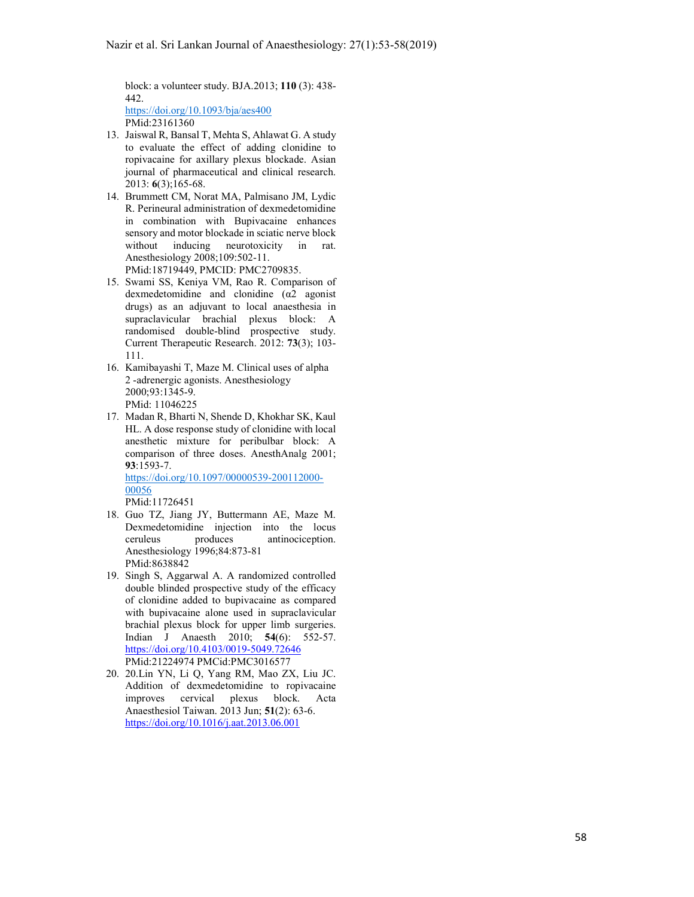block: a volunteer study. BJA.2013; **110** (3): 438-442.
https://doi.org/10.1093/bja/aes400
PMid:23161360

13. Jaiswal R, Bansal T, Mehta S, Ahlawat G. A study to evaluate the effect of adding clonidine to ropivacaine for axillary plexus blockade. Asian journal of pharmaceutical and clinical research. 2013: **6**(3);165-68.
14. Brummett CM, Norat MA, Palmisano JM, Lydic R. Perineural administration of dexmedetomidine in combination with Bupivacaine enhances sensory and motor blockade in sciatic nerve block without inducing neurotoxicity in rat. Anesthesiology 2008;109:502-11.
PMid:18719449, PMCID: PMC2709835.
15. Swami SS, Keniya VM, Rao R. Comparison of dexmedetomidine and clonidine (α2 agonist drugs) as an adjuvant to local anaesthesia in supraclavicular brachial plexus block: A randomised double-blind prospective study. Current Therapeutic Research. 2012: **73**(3); 103-111.
16. Kamibayashi T, Maze M. Clinical uses of alpha 2 -adrenergic agonists. Anesthesiology 2000;93:1345-9.
PMid: 11046225
17. Madan R, Bharti N, Shende D, Khokhar SK, Kaul HL. A dose response study of clonidine with local anesthetic mixture for peribulbar block: A comparison of three doses. AnesthAnalg 2001; **93**:1593-7.
https://doi.org/10.1097/00000539-200112000-00056
PMid:11726451
18. Guo TZ, Jiang JY, Buttermann AE, Maze M. Dexmedetomidine injection into the locus ceruleus produces antinociception. Anesthesiology 1996;84:873-81
PMid:8638842
19. Singh S, Aggarwal A. A randomized controlled double blinded prospective study of the efficacy of clonidine added to bupivacaine as compared with bupivacaine alone used in supraclavicular brachial plexus block for upper limb surgeries. Indian J Anaesth 2010; **54**(6): 552-57.
https://doi.org/10.4103/0019-5049.72646
PMid:21224974 PMCid:PMC3016577
20. 20.Lin YN, Li Q, Yang RM, Mao ZX, Liu JC. Addition of dexmedetomidine to ropivacaine improves cervical plexus block. Acta Anaesthesiol Taiwan. 2013 Jun; **51**(2): 63-6.
https://doi.org/10.1016/j.aat.2013.06.001